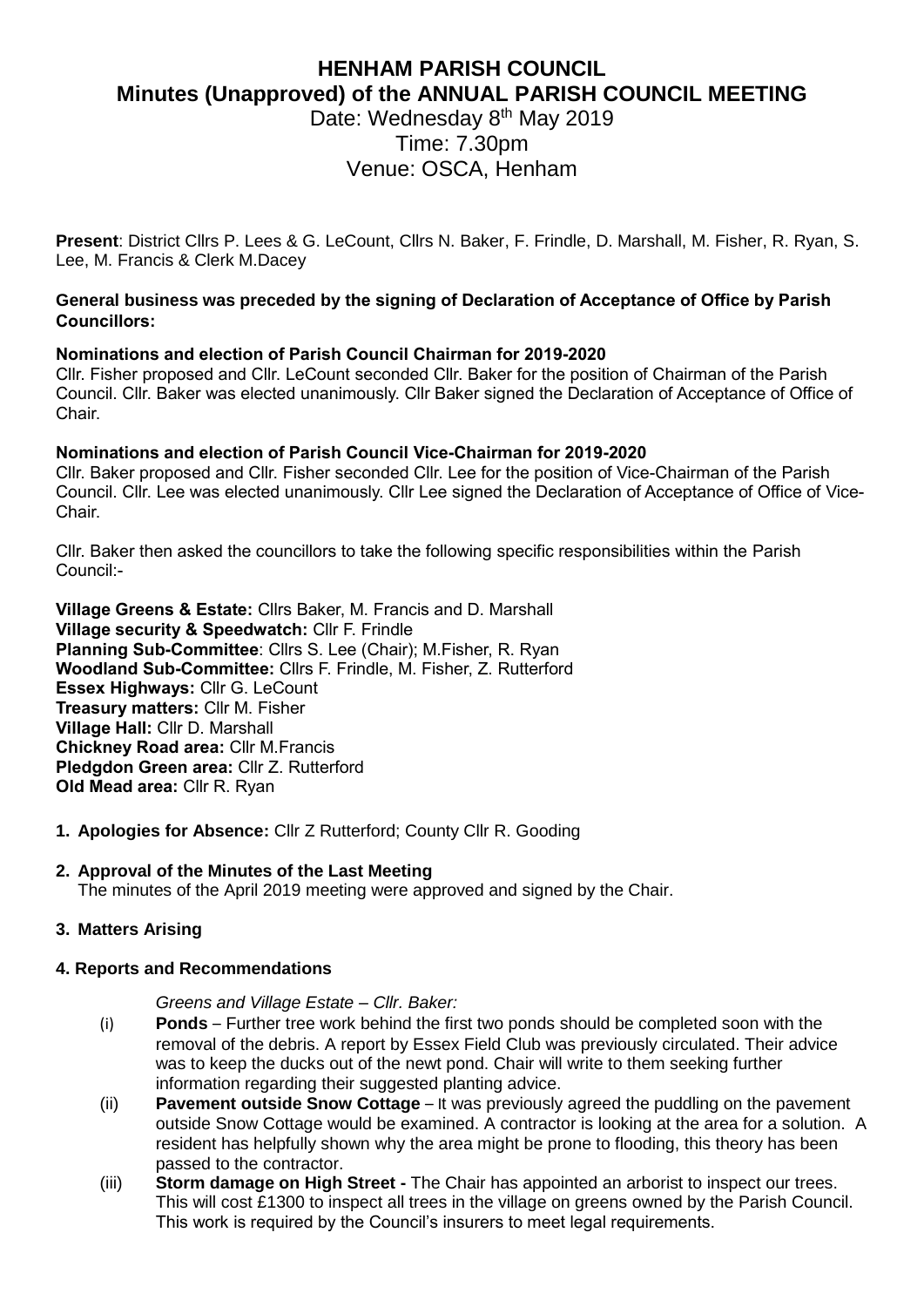# HENHAM PARISH COUNCIL
## Minutes (Unapproved) of the ANNUAL PARISH COUNCIL MEETING

Date: Wednesday 8th May 2019
Time: 7.30pm
Venue: OSCA, Henham

**Present**: District Cllrs P. Lees & G. LeCount, Cllrs N. Baker, F. Frindle, D. Marshall, M. Fisher, R. Ryan, S. Lee, M. Francis & Clerk M.Dacey

**General business was preceded by the signing of Declaration of Acceptance of Office by Parish Councillors:**

**Nominations and election of Parish Council Chairman for 2019-2020**

Cllr. Fisher proposed and Cllr. LeCount seconded Cllr. Baker for the position of Chairman of the Parish Council. Cllr. Baker was elected unanimously. Cllr Baker signed the Declaration of Acceptance of Office of Chair.

**Nominations and election of Parish Council Vice-Chairman for 2019-2020**

Cllr. Baker proposed and Cllr. Fisher seconded Cllr. Lee for the position of Vice-Chairman of the Parish Council. Cllr. Lee was elected unanimously. Cllr Lee signed the Declaration of Acceptance of Office of Vice-Chair.

Cllr. Baker then asked the councillors to take the following specific responsibilities within the Parish Council:-

**Village Greens & Estate:** Cllrs Baker, M. Francis and D. Marshall
**Village security & Speedwatch:** Cllr F. Frindle
**Planning Sub-Committee**: Cllrs S. Lee (Chair); M.Fisher, R. Ryan
**Woodland Sub-Committee:** Cllrs F. Frindle, M. Fisher, Z. Rutterford
**Essex Highways:** Cllr G. LeCount
**Treasury matters:** Cllr M. Fisher
**Village Hall:** Cllr D. Marshall
**Chickney Road area:** Cllr M.Francis
**Pledgdon Green area:** Cllr Z. Rutterford
**Old Mead area:** Cllr R. Ryan

1. **Apologies for Absence:** Cllr Z Rutterford; County Cllr R. Gooding

2. **Approval of the Minutes of the Last Meeting**
   The minutes of the April 2019 meeting were approved and signed by the Chair.

3. **Matters Arising**

4. **Reports and Recommendations**

*Greens and Village Estate – Cllr. Baker:*

(i) **Ponds** – Further tree work behind the first two ponds should be completed soon with the removal of the debris. A report by Essex Field Club was previously circulated. Their advice was to keep the ducks out of the newt pond. Chair will write to them seeking further information regarding their suggested planting advice.

(ii) **Pavement outside Snow Cottage** – It was previously agreed the puddling on the pavement outside Snow Cottage would be examined. A contractor is looking at the area for a solution. A resident has helpfully shown why the area might be prone to flooding, this theory has been passed to the contractor.

(iii) **Storm damage on High Street -** The Chair has appointed an arborist to inspect our trees. This will cost £1300 to inspect all trees in the village on greens owned by the Parish Council. This work is required by the Council's insurers to meet legal requirements.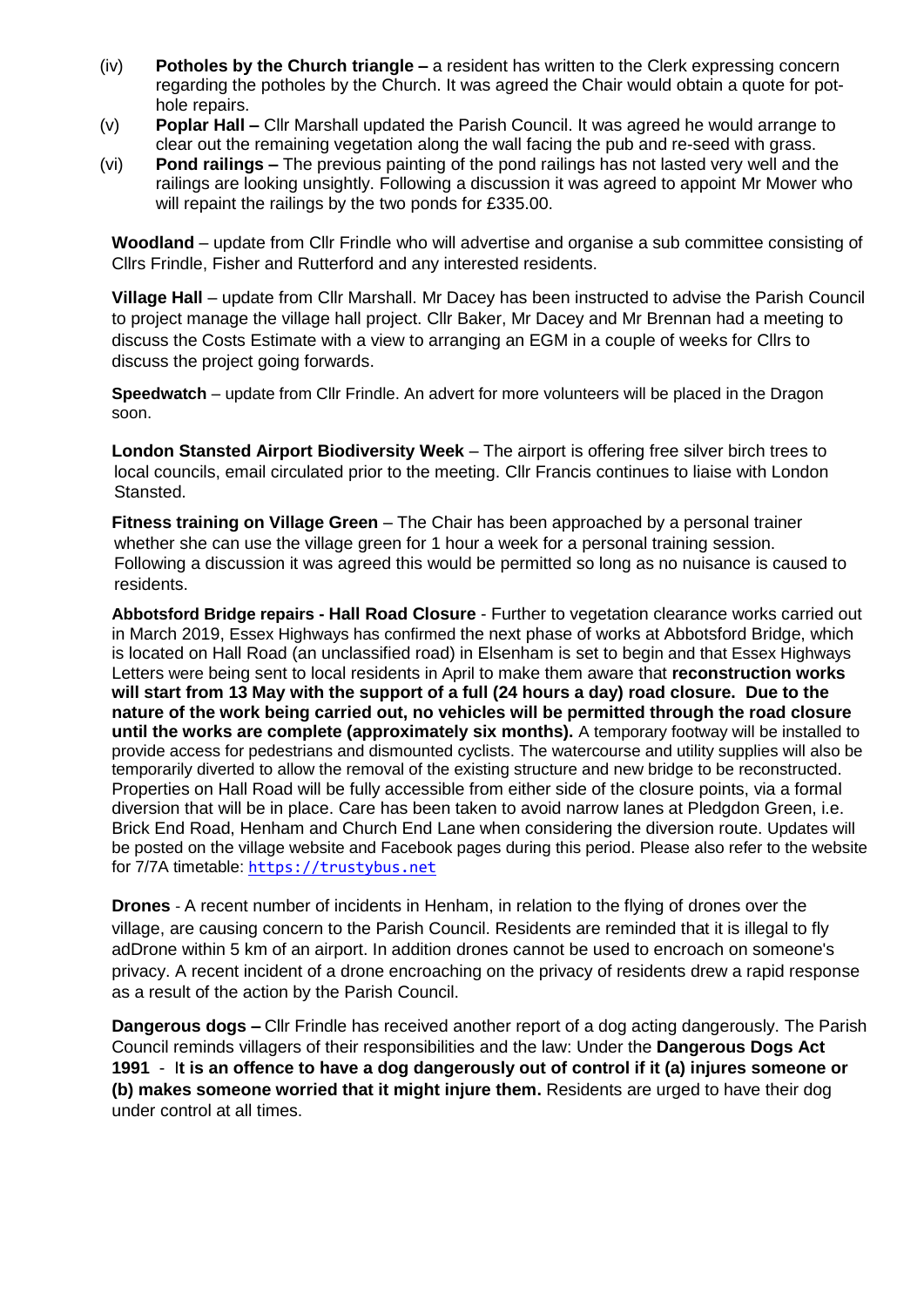(iv) **Potholes by the Church triangle –** a resident has written to the Clerk expressing concern regarding the potholes by the Church. It was agreed the Chair would obtain a quote for pot-hole repairs.

(v) **Poplar Hall –** Cllr Marshall updated the Parish Council. It was agreed he would arrange to clear out the remaining vegetation along the wall facing the pub and re-seed with grass.

(vi) **Pond railings –** The previous painting of the pond railings has not lasted very well and the railings are looking unsightly. Following a discussion it was agreed to appoint Mr Mower who will repaint the railings by the two ponds for £335.00.

**Woodland** – update from Cllr Frindle who will advertise and organise a sub committee consisting of Cllrs Frindle, Fisher and Rutterford and any interested residents.

**Village Hall** – update from Cllr Marshall. Mr Dacey has been instructed to advise the Parish Council to project manage the village hall project. Cllr Baker, Mr Dacey and Mr Brennan had a meeting to discuss the Costs Estimate with a view to arranging an EGM in a couple of weeks for Cllrs to discuss the project going forwards.

**Speedwatch** – update from Cllr Frindle. An advert for more volunteers will be placed in the Dragon soon.

**London Stansted Airport Biodiversity Week** – The airport is offering free silver birch trees to local councils, email circulated prior to the meeting. Cllr Francis continues to liaise with London Stansted.

**Fitness training on Village Green** – The Chair has been approached by a personal trainer whether she can use the village green for 1 hour a week for a personal training session. Following a discussion it was agreed this would be permitted so long as no nuisance is caused to residents.

**Abbotsford Bridge repairs - Hall Road Closure** - Further to vegetation clearance works carried out in March 2019, Essex Highways has confirmed the next phase of works at Abbotsford Bridge, which is located on Hall Road (an unclassified road) in Elsenham is set to begin and that Essex Highways Letters were being sent to local residents in April to make them aware that **reconstruction works will start from 13 May with the support of a full (24 hours a day) road closure. Due to the nature of the work being carried out, no vehicles will be permitted through the road closure until the works are complete (approximately six months).** A temporary footway will be installed to provide access for pedestrians and dismounted cyclists. The watercourse and utility supplies will also be temporarily diverted to allow the removal of the existing structure and new bridge to be reconstructed. Properties on Hall Road will be fully accessible from either side of the closure points, via a formal diversion that will be in place. Care has been taken to avoid narrow lanes at Pledgdon Green, i.e. Brick End Road, Henham and Church End Lane when considering the diversion route. Updates will be posted on the village website and Facebook pages during this period. Please also refer to the website for 7/7A timetable: https://trustybus.net

**Drones** - A recent number of incidents in Henham, in relation to the flying of drones over the village, are causing concern to the Parish Council. Residents are reminded that it is illegal to fly adDrone within 5 km of an airport. In addition drones cannot be used to encroach on someone's privacy. A recent incident of a drone encroaching on the privacy of residents drew a rapid response as a result of the action by the Parish Council.

**Dangerous dogs –** Cllr Frindle has received another report of a dog acting dangerously. The Parish Council reminds villagers of their responsibilities and the law: Under the **Dangerous Dogs Act 1991** - I**t is an offence to have a dog dangerously out of control if it (a) injures someone or (b) makes someone worried that it might injure them.** Residents are urged to have their dog under control at all times.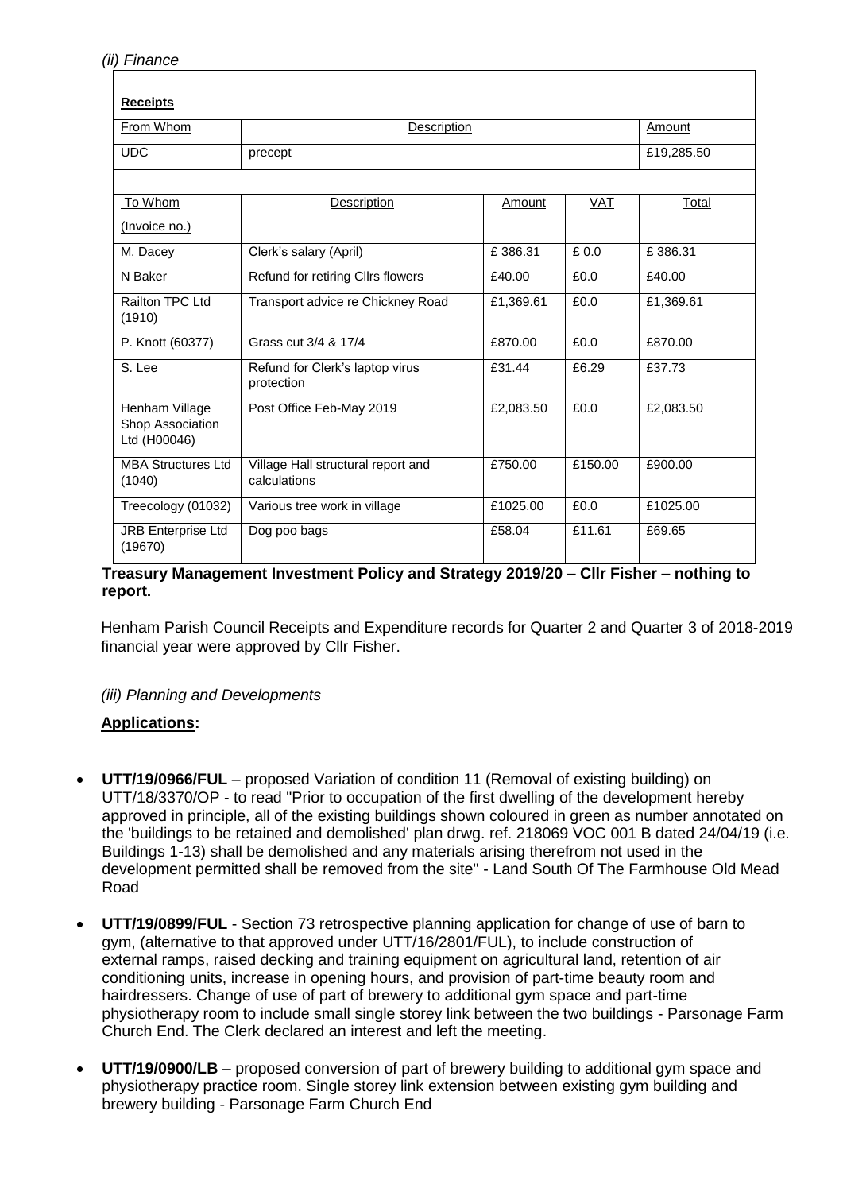*(ii) Finance*

**Receipts**

| From Whom | Description | | | Amount |
|---|---|---|---|---|
| UDC | precept | | | £19,285.50 |
| | | | | |
| To Whom (Invoice no.) | Description | Amount | VAT | Total |
| M. Dacey | Clerk's salary (April) | £ 386.31 | £ 0.0 | £ 386.31 |
| N Baker | Refund for retiring Cllrs flowers | £40.00 | £0.0 | £40.00 |
| Railton TPC Ltd (1910) | Transport advice re Chickney Road | £1,369.61 | £0.0 | £1,369.61 |
| P. Knott (60377) | Grass cut 3/4 & 17/4 | £870.00 | £0.0 | £870.00 |
| S. Lee | Refund for Clerk's laptop virus protection | £31.44 | £6.29 | £37.73 |
| Henham Village Shop Association Ltd (H00046) | Post Office Feb-May 2019 | £2,083.50 | £0.0 | £2,083.50 |
| MBA Structures Ltd (1040) | Village Hall structural report and calculations | £750.00 | £150.00 | £900.00 |
| Treecology (01032) | Various tree work in village | £1025.00 | £0.0 | £1025.00 |
| JRB Enterprise Ltd (19670) | Dog poo bags | £58.04 | £11.61 | £69.65 |

**Treasury Management Investment Policy and Strategy 2019/20 – Cllr Fisher – nothing to report.**

Henham Parish Council Receipts and Expenditure records for Quarter 2 and Quarter 3 of 2018-2019 financial year were approved by Cllr Fisher.

*(iii) Planning and Developments*

**Applications:**

- **UTT/19/0966/FUL** – proposed Variation of condition 11 (Removal of existing building) on UTT/18/3370/OP - to read "Prior to occupation of the first dwelling of the development hereby approved in principle, all of the existing buildings shown coloured in green as number annotated on the 'buildings to be retained and demolished' plan drwg. ref. 218069 VOC 001 B dated 24/04/19 (i.e. Buildings 1-13) shall be demolished and any materials arising therefrom not used in the development permitted shall be removed from the site" - Land South Of The Farmhouse Old Mead Road

- **UTT/19/0899/FUL** - Section 73 retrospective planning application for change of use of barn to gym, (alternative to that approved under UTT/16/2801/FUL), to include construction of external ramps, raised decking and training equipment on agricultural land, retention of air conditioning units, increase in opening hours, and provision of part-time beauty room and hairdressers. Change of use of part of brewery to additional gym space and part-time physiotherapy room to include small single storey link between the two buildings - Parsonage Farm Church End. The Clerk declared an interest and left the meeting.

- **UTT/19/0900/LB** – proposed conversion of part of brewery building to additional gym space and physiotherapy practice room. Single storey link extension between existing gym building and brewery building - Parsonage Farm Church End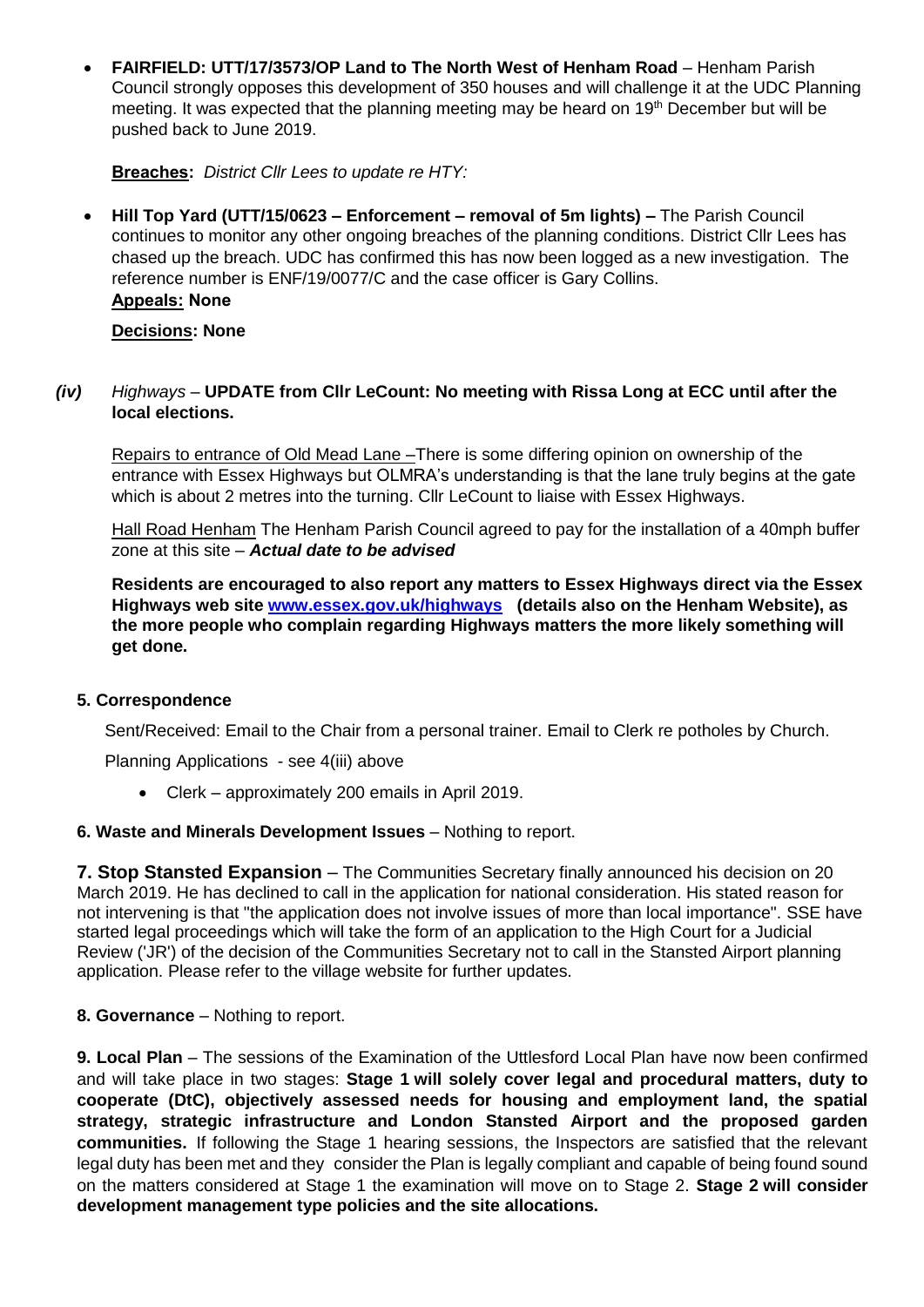- **FAIRFIELD: UTT/17/3573/OP Land to The North West of Henham Road** – Henham Parish Council strongly opposes this development of 350 houses and will challenge it at the UDC Planning meeting. It was expected that the planning meeting may be heard on 19th December but will be pushed back to June 2019.

  **Breaches:** *District Cllr Lees to update re HTY:*

- **Hill Top Yard (UTT/15/0623 – Enforcement – removal of 5m lights) –** The Parish Council continues to monitor any other ongoing breaches of the planning conditions. District Cllr Lees has chased up the breach. UDC has confirmed this has now been logged as a new investigation. The reference number is ENF/19/0077/C and the case officer is Gary Collins.

  **Appeals: None**

  **Decisions: None**

***(iv)*** *Highways* – **UPDATE from Cllr LeCount: No meeting with Rissa Long at ECC until after the local elections.**

Repairs to entrance of Old Mead Lane –There is some differing opinion on ownership of the entrance with Essex Highways but OLMRA's understanding is that the lane truly begins at the gate which is about 2 metres into the turning. Cllr LeCount to liaise with Essex Highways.

Hall Road Henham The Henham Parish Council agreed to pay for the installation of a 40mph buffer zone at this site – ***Actual date to be advised***

**Residents are encouraged to also report any matters to Essex Highways direct via the Essex Highways web site [www.essex.gov.uk/highways](http://www.essex.gov.uk/highways) (details also on the Henham Website), as the more people who complain regarding Highways matters the more likely something will get done.**

**5. Correspondence**

Sent/Received: Email to the Chair from a personal trainer. Email to Clerk re potholes by Church.

Planning Applications - see 4(iii) above

- Clerk – approximately 200 emails in April 2019.

**6. Waste and Minerals Development Issues** – Nothing to report.

**7. Stop Stansted Expansion** – The Communities Secretary finally announced his decision on 20 March 2019. He has declined to call in the application for national consideration. His stated reason for not intervening is that "the application does not involve issues of more than local importance". SSE have started legal proceedings which will take the form of an application to the High Court for a Judicial Review ('JR') of the decision of the Communities Secretary not to call in the Stansted Airport planning application. Please refer to the village website for further updates.

**8. Governance** – Nothing to report.

**9. Local Plan** – The sessions of the Examination of the Uttlesford Local Plan have now been confirmed and will take place in two stages: **Stage 1 will solely cover legal and procedural matters, duty to cooperate (DtC), objectively assessed needs for housing and employment land, the spatial strategy, strategic infrastructure and London Stansted Airport and the proposed garden communities.** If following the Stage 1 hearing sessions, the Inspectors are satisfied that the relevant legal duty has been met and they consider the Plan is legally compliant and capable of being found sound on the matters considered at Stage 1 the examination will move on to Stage 2. **Stage 2 will consider development management type policies and the site allocations.**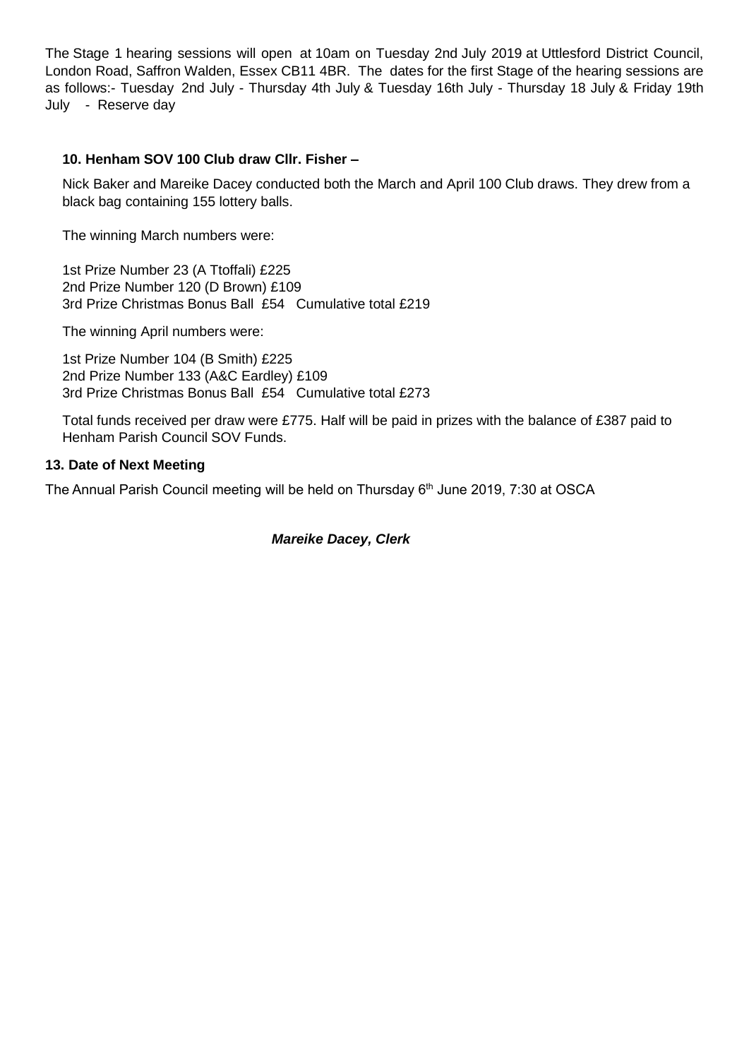The Stage 1 hearing sessions will open at 10am on Tuesday 2nd July 2019 at Uttlesford District Council, London Road, Saffron Walden, Essex CB11 4BR. The dates for the first Stage of the hearing sessions are as follows:- Tuesday 2nd July - Thursday 4th July & Tuesday 16th July - Thursday 18 July & Friday 19th July - Reserve day

**10. Henham SOV 100 Club draw Cllr. Fisher –**

Nick Baker and Mareike Dacey conducted both the March and April 100 Club draws. They drew from a black bag containing 155 lottery balls.

The winning March numbers were:

1st Prize Number 23 (A Ttoffali) £225
2nd Prize Number 120 (D Brown) £109
3rd Prize Christmas Bonus Ball £54 Cumulative total £219

The winning April numbers were:

1st Prize Number 104 (B Smith) £225
2nd Prize Number 133 (A&C Eardley) £109
3rd Prize Christmas Bonus Ball £54 Cumulative total £273

Total funds received per draw were £775. Half will be paid in prizes with the balance of £387 paid to Henham Parish Council SOV Funds.

**13. Date of Next Meeting**

The Annual Parish Council meeting will be held on Thursday 6th June 2019, 7:30 at OSCA

***Mareike Dacey, Clerk***